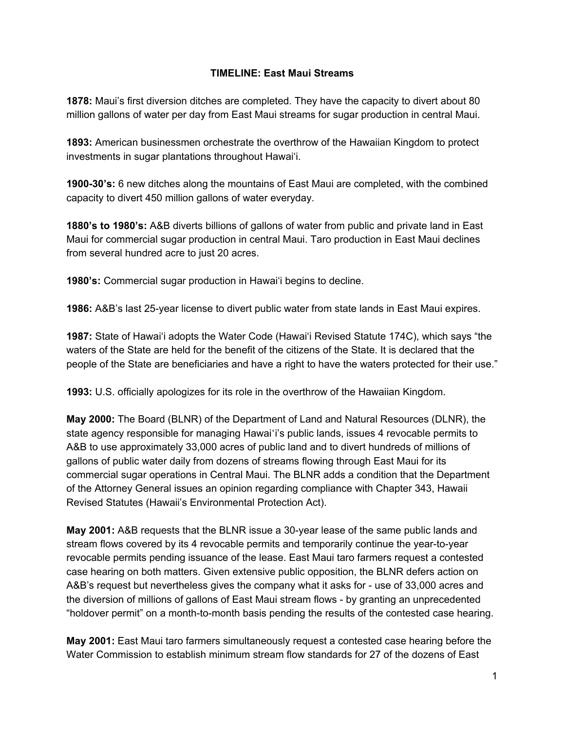# TIMELINE: East Maui Streams

**1878:** Maui's first diversion ditches are completed. They have the capacity to divert about 80 million gallons of water per day from East Maui streams for sugar production in central Maui.

**1893:** American businessmen orchestrate the overthrow of the Hawaiian Kingdom to protect investments in sugar plantations throughout Hawai'i.

**1900-30's:** 6 new ditches along the mountains of East Maui are completed, with the combined capacity to divert 450 million gallons of water everyday.

**1880's to 1980's:** A&B diverts billions of gallons of water from public and private land in East Maui for commercial sugar production in central Maui. Taro production in East Maui declines from several hundred acre to just 20 acres.

**1980's:** Commercial sugar production in Hawai'i begins to decline.

**1986:** A&B's last 25-year license to divert public water from state lands in East Maui expires.

**1987:** State of Hawai'i adopts the Water Code (Hawai'i Revised Statute 174C), which says "the waters of the State are held for the benefit of the citizens of the State. It is declared that the people of the State are beneficiaries and have a right to have the waters protected for their use."

**1993:** U.S. officially apologizes for its role in the overthrow of the Hawaiian Kingdom.

**May 2000:** The Board (BLNR) of the Department of Land and Natural Resources (DLNR), the state agency responsible for managing Hawai'i's public lands, issues 4 revocable permits to A&B to use approximately 33,000 acres of public land and to divert hundreds of millions of gallons of public water daily from dozens of streams flowing through East Maui for its commercial sugar operations in Central Maui. The BLNR adds a condition that the Department of the Attorney General issues an opinion regarding compliance with Chapter 343, Hawaii Revised Statutes (Hawaii's Environmental Protection Act).

**May 2001:** A&B requests that the BLNR issue a 30-year lease of the same public lands and stream flows covered by its 4 revocable permits and temporarily continue the year-to-year revocable permits pending issuance of the lease. East Maui taro farmers request a contested case hearing on both matters. Given extensive public opposition, the BLNR defers action on A&B's request but nevertheless gives the company what it asks for - use of 33,000 acres and the diversion of millions of gallons of East Maui stream flows - by granting an unprecedented "holdover permit" on a month-to-month basis pending the results of the contested case hearing.

**May 2001:** East Maui taro farmers simultaneously request a contested case hearing before the Water Commission to establish minimum stream flow standards for 27 of the dozens of East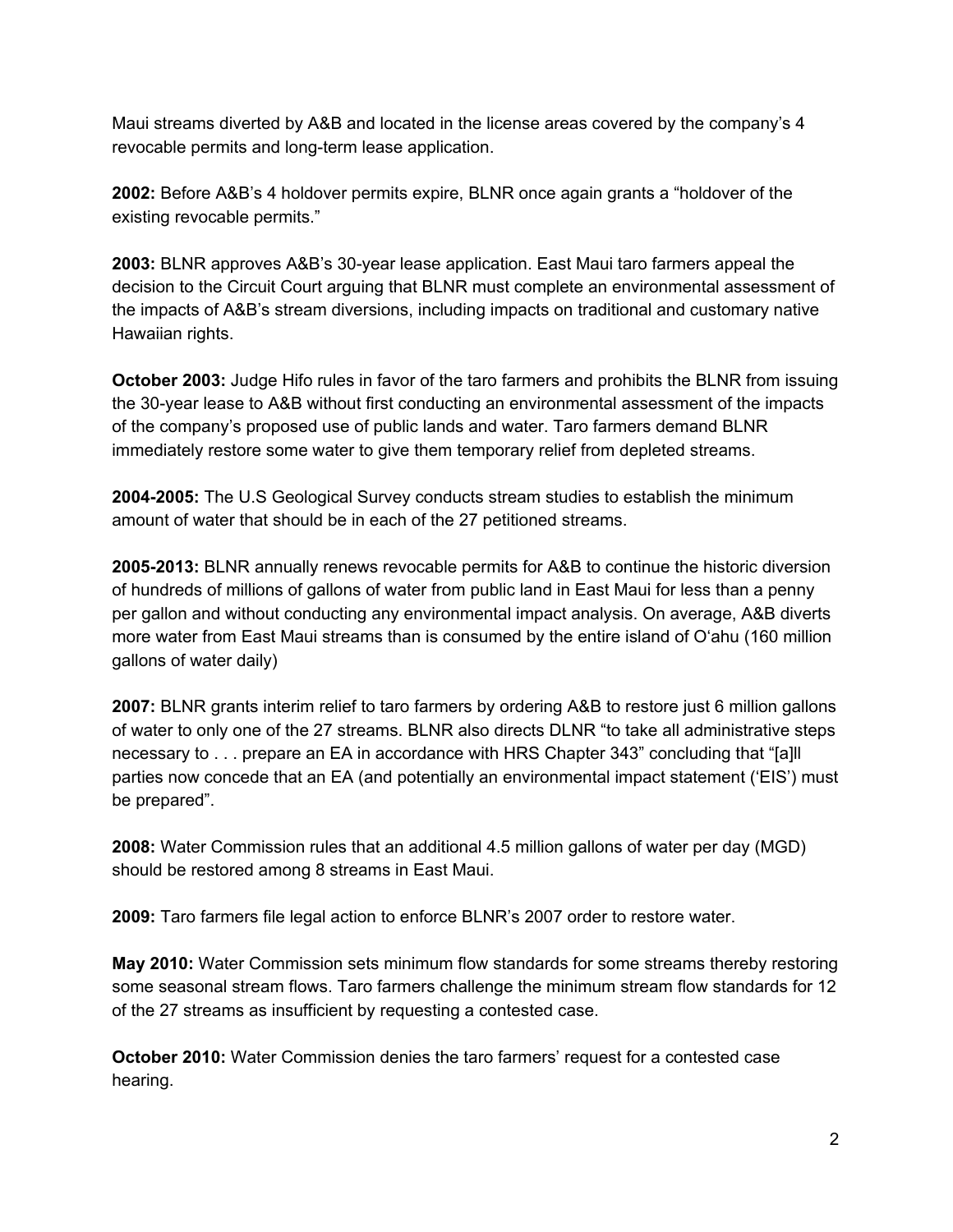Maui streams diverted by A&B and located in the license areas covered by the company's 4 revocable permits and long-term lease application.

**2002:** Before A&B's 4 holdover permits expire, BLNR once again grants a "holdover of the existing revocable permits."

**2003:** BLNR approves A&B's 30-year lease application. East Maui taro farmers appeal the decision to the Circuit Court arguing that BLNR must complete an environmental assessment of the impacts of A&B's stream diversions, including impacts on traditional and customary native Hawaiian rights.

**October 2003:** Judge Hifo rules in favor of the taro farmers and prohibits the BLNR from issuing the 30-year lease to A&B without first conducting an environmental assessment of the impacts of the company's proposed use of public lands and water. Taro farmers demand BLNR immediately restore some water to give them temporary relief from depleted streams.

**2004-2005:** The U.S Geological Survey conducts stream studies to establish the minimum amount of water that should be in each of the 27 petitioned streams.

**2005-2013:** BLNR annually renews revocable permits for A&B to continue the historic diversion of hundreds of millions of gallons of water from public land in East Maui for less than a penny per gallon and without conducting any environmental impact analysis. On average, A&B diverts more water from East Maui streams than is consumed by the entire island of O'ahu (160 million gallons of water daily)

**2007:** BLNR grants interim relief to taro farmers by ordering A&B to restore just 6 million gallons of water to only one of the 27 streams. BLNR also directs DLNR "to take all administrative steps necessary to . . . prepare an EA in accordance with HRS Chapter 343" concluding that "[a]ll parties now concede that an EA (and potentially an environmental impact statement ('EIS') must be prepared".

**2008:** Water Commission rules that an additional 4.5 million gallons of water per day (MGD) should be restored among 8 streams in East Maui.

**2009:** Taro farmers file legal action to enforce BLNR's 2007 order to restore water.

**May 2010:** Water Commission sets minimum flow standards for some streams thereby restoring some seasonal stream flows. Taro farmers challenge the minimum stream flow standards for 12 of the 27 streams as insufficient by requesting a contested case.

**October 2010:** Water Commission denies the taro farmers' request for a contested case hearing.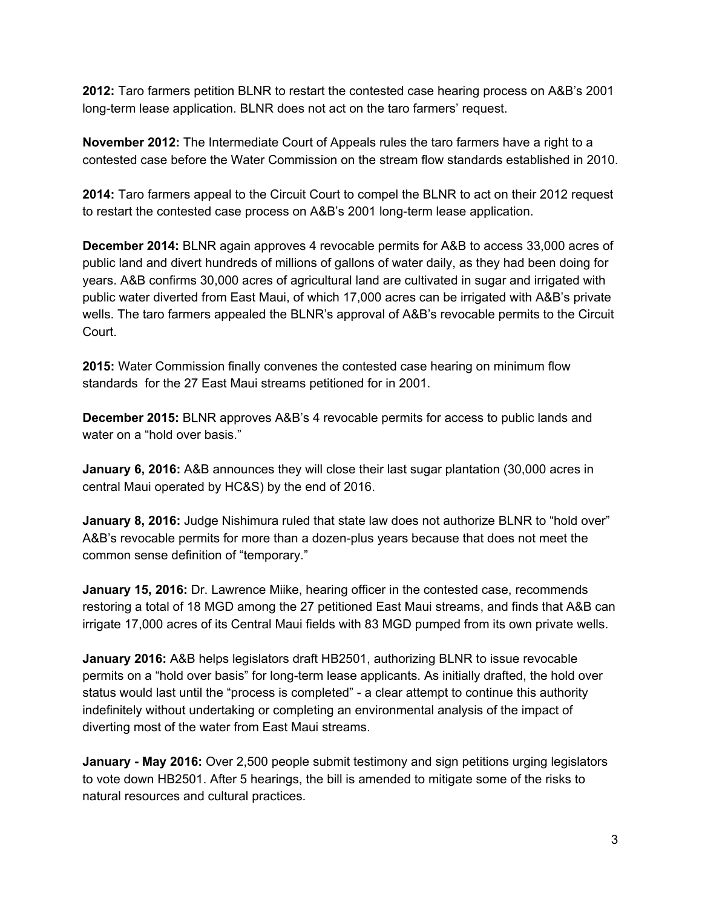**2012:** Taro farmers petition BLNR to restart the contested case hearing process on A&B's 2001 long-term lease application. BLNR does not act on the taro farmers' request.

**November 2012:** The Intermediate Court of Appeals rules the taro farmers have a right to a contested case before the Water Commission on the stream flow standards established in 2010.

**2014:** Taro farmers appeal to the Circuit Court to compel the BLNR to act on their 2012 request to restart the contested case process on A&B's 2001 long-term lease application.

**December 2014:** BLNR again approves 4 revocable permits for A&B to access 33,000 acres of public land and divert hundreds of millions of gallons of water daily, as they had been doing for years. A&B confirms 30,000 acres of agricultural land are cultivated in sugar and irrigated with public water diverted from East Maui, of which 17,000 acres can be irrigated with A&B's private wells. The taro farmers appealed the BLNR's approval of A&B's revocable permits to the Circuit Court.

**2015:** Water Commission finally convenes the contested case hearing on minimum flow standards for the 27 East Maui streams petitioned for in 2001.

**December 2015:** BLNR approves A&B's 4 revocable permits for access to public lands and water on a "hold over basis."

**January 6, 2016:** A&B announces they will close their last sugar plantation (30,000 acres in central Maui operated by HC&S) by the end of 2016.

**January 8, 2016:** Judge Nishimura ruled that state law does not authorize BLNR to "hold over" A&B's revocable permits for more than a dozen-plus years because that does not meet the common sense definition of "temporary."

**January 15, 2016:** Dr. Lawrence Miike, hearing officer in the contested case, recommends restoring a total of 18 MGD among the 27 petitioned East Maui streams, and finds that A&B can irrigate 17,000 acres of its Central Maui fields with 83 MGD pumped from its own private wells.

**January 2016:** A&B helps legislators draft HB2501, authorizing BLNR to issue revocable permits on a "hold over basis" for long-term lease applicants. As initially drafted, the hold over status would last until the "process is completed" - a clear attempt to continue this authority indefinitely without undertaking or completing an environmental analysis of the impact of diverting most of the water from East Maui streams.

**January - May 2016:** Over 2,500 people submit testimony and sign petitions urging legislators to vote down HB2501. After 5 hearings, the bill is amended to mitigate some of the risks to natural resources and cultural practices.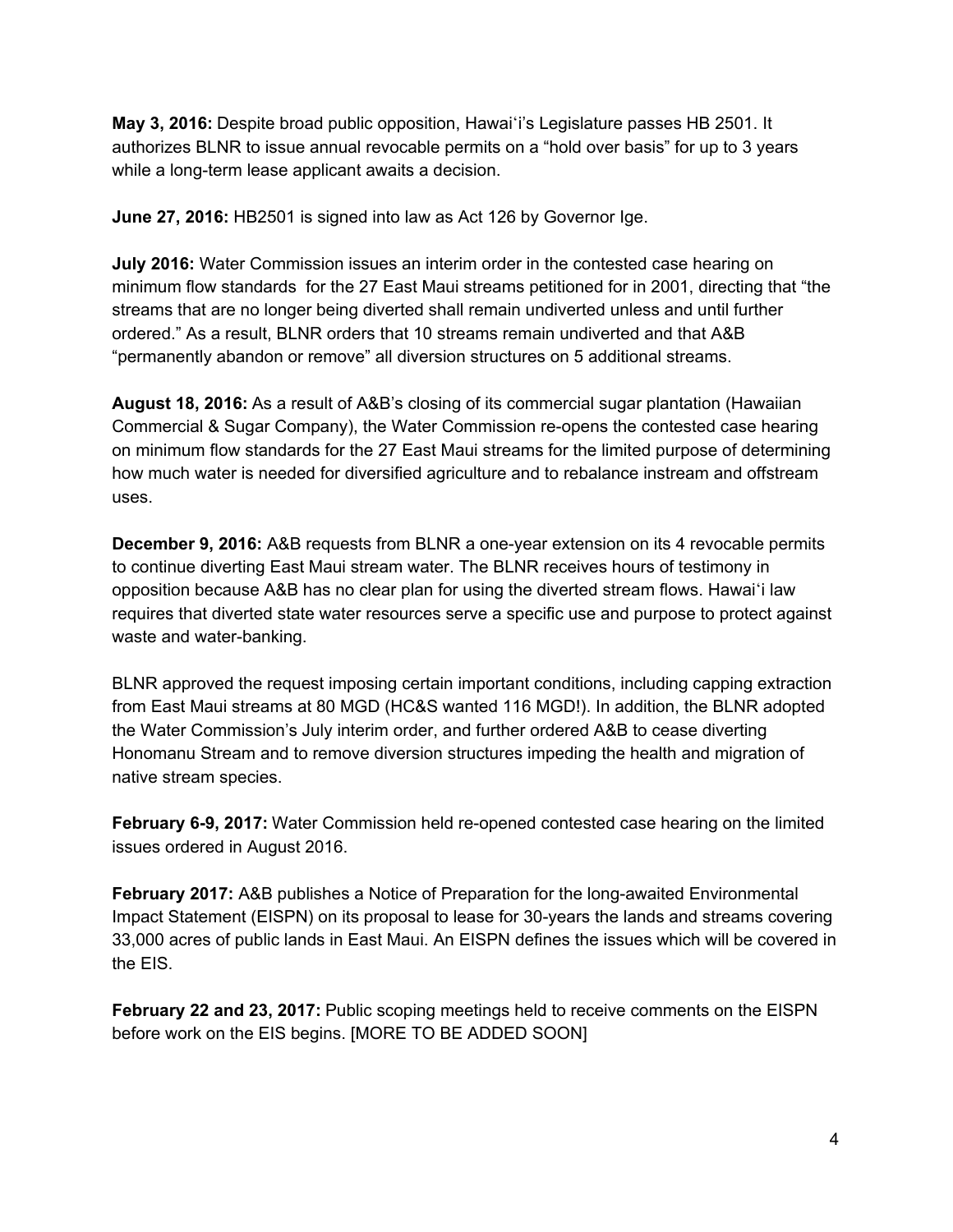**May 3, 2016:** Despite broad public opposition, Hawaiʻi's Legislature passes HB 2501. It authorizes BLNR to issue annual revocable permits on a "hold over basis" for up to 3 years while a long-term lease applicant awaits a decision.

**June 27, 2016:** HB2501 is signed into law as Act 126 by Governor Ige.

**July 2016:** Water Commission issues an interim order in the contested case hearing on minimum flow standards for the 27 East Maui streams petitioned for in 2001, directing that "the streams that are no longer being diverted shall remain undiverted unless and until further ordered." As a result, BLNR orders that 10 streams remain undiverted and that A&B "permanently abandon or remove" all diversion structures on 5 additional streams.

**August 18, 2016:** As a result of A&B's closing of its commercial sugar plantation (Hawaiian Commercial & Sugar Company), the Water Commission re-opens the contested case hearing on minimum flow standards for the 27 East Maui streams for the limited purpose of determining how much water is needed for diversified agriculture and to rebalance instream and offstream uses.

**December 9, 2016:** A&B requests from BLNR a one-year extension on its 4 revocable permits to continue diverting East Maui stream water. The BLNR receives hours of testimony in opposition because A&B has no clear plan for using the diverted stream flows. Hawaiʻi law requires that diverted state water resources serve a specific use and purpose to protect against waste and water-banking.

BLNR approved the request imposing certain important conditions, including capping extraction from East Maui streams at 80 MGD (HC&S wanted 116 MGD!). In addition, the BLNR adopted the Water Commission's July interim order, and further ordered A&B to cease diverting Honomanu Stream and to remove diversion structures impeding the health and migration of native stream species.

**February 6-9, 2017:** Water Commission held re-opened contested case hearing on the limited issues ordered in August 2016.

**February 2017:** A&B publishes a Notice of Preparation for the long-awaited Environmental Impact Statement (EISPN) on its proposal to lease for 30-years the lands and streams covering 33,000 acres of public lands in East Maui. An EISPN defines the issues which will be covered in the EIS.

**February 22 and 23, 2017:** Public scoping meetings held to receive comments on the EISPN before work on the EIS begins. [MORE TO BE ADDED SOON]